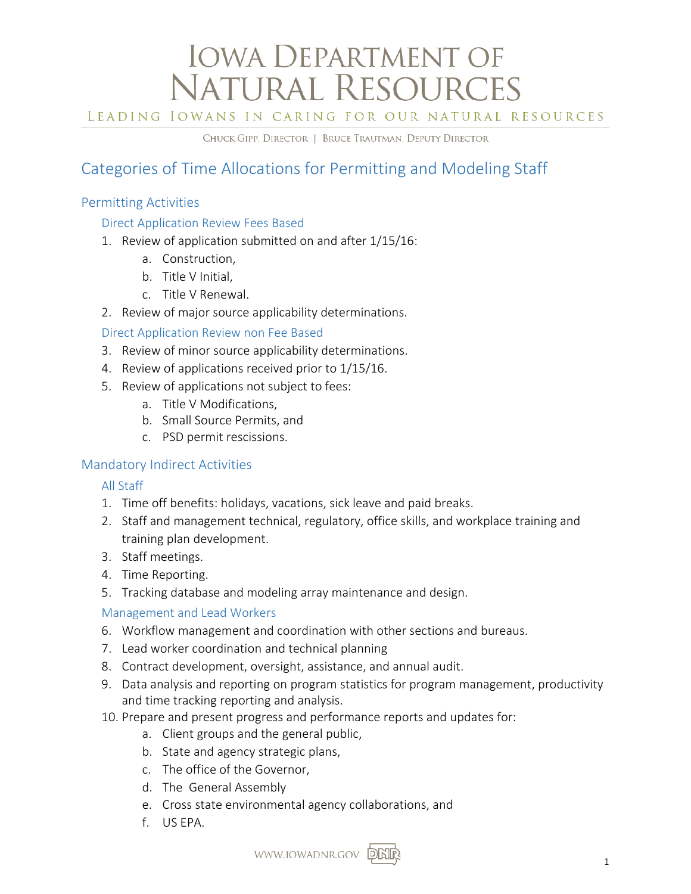# Iowa Department of Natural Resources

Leading Iowans in Caring for Our Natural Resources

Chuck Gipp, Director | Bruce Trautman, Deputy Director

## Categories of Time Allocations for Permitting and Modeling Staff

### Permitting Activities

#### Direct Application Review Fees Based

1. Review of application submitted on and after 1/15/16:
    a. Construction,
    b. Title V Initial,
    c. Title V Renewal.
2. Review of major source applicability determinations.

#### Direct Application Review non Fee Based

3. Review of minor source applicability determinations.
4. Review of applications received prior to 1/15/16.
5. Review of applications not subject to fees:
    a. Title V Modifications,
    b. Small Source Permits, and
    c. PSD permit rescissions.

### Mandatory Indirect Activities

#### All Staff

1. Time off benefits: holidays, vacations, sick leave and paid breaks.
2. Staff and management technical, regulatory, office skills, and workplace training and training plan development.
3. Staff meetings.
4. Time Reporting.
5. Tracking database and modeling array maintenance and design.

#### Management and Lead Workers

6. Workflow management and coordination with other sections and bureaus.
7. Lead worker coordination and technical planning
8. Contract development, oversight, assistance, and annual audit.
9. Data analysis and reporting on program statistics for program management, productivity and time tracking reporting and analysis.
10. Prepare and present progress and performance reports and updates for:
    a. Client groups and the general public,
    b. State and agency strategic plans,
    c. The office of the Governor,
    d. The General Assembly
    e. Cross state environmental agency collaborations, and
    f. US EPA.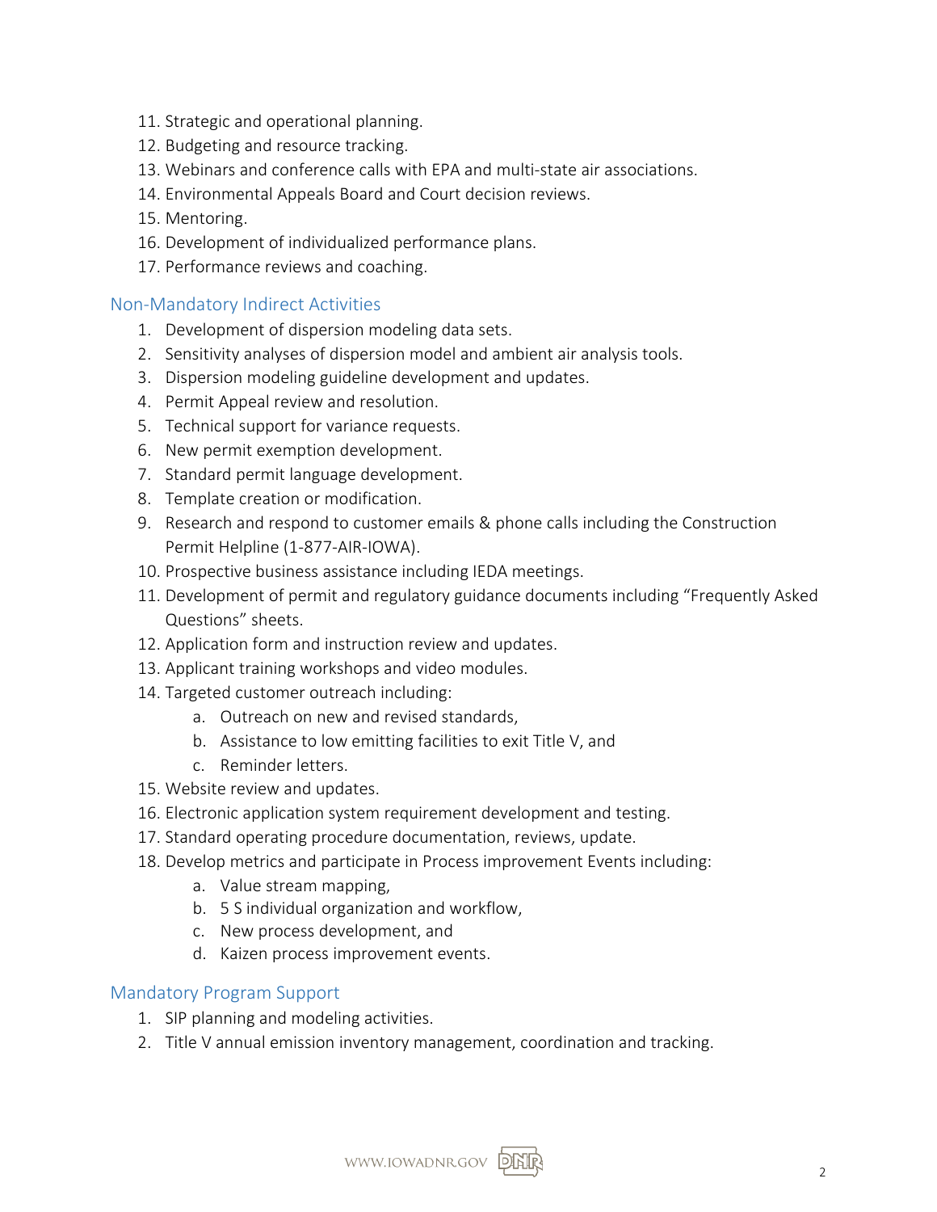11. Strategic and operational planning.
12. Budgeting and resource tracking.
13. Webinars and conference calls with EPA and multi-state air associations.
14. Environmental Appeals Board and Court decision reviews.
15. Mentoring.
16. Development of individualized performance plans.
17. Performance reviews and coaching.

## Non-Mandatory Indirect Activities

1. Development of dispersion modeling data sets.
2. Sensitivity analyses of dispersion model and ambient air analysis tools.
3. Dispersion modeling guideline development and updates.
4. Permit Appeal review and resolution.
5. Technical support for variance requests.
6. New permit exemption development.
7. Standard permit language development.
8. Template creation or modification.
9. Research and respond to customer emails & phone calls including the Construction Permit Helpline (1-877-AIR-IOWA).
10. Prospective business assistance including IEDA meetings.
11. Development of permit and regulatory guidance documents including "Frequently Asked Questions" sheets.
12. Application form and instruction review and updates.
13. Applicant training workshops and video modules.
14. Targeted customer outreach including:
    a. Outreach on new and revised standards,
    b. Assistance to low emitting facilities to exit Title V, and
    c. Reminder letters.
15. Website review and updates.
16. Electronic application system requirement development and testing.
17. Standard operating procedure documentation, reviews, update.
18. Develop metrics and participate in Process improvement Events including:
    a. Value stream mapping,
    b. 5 S individual organization and workflow,
    c. New process development, and
    d. Kaizen process improvement events.

## Mandatory Program Support

1. SIP planning and modeling activities.
2. Title V annual emission inventory management, coordination and tracking.